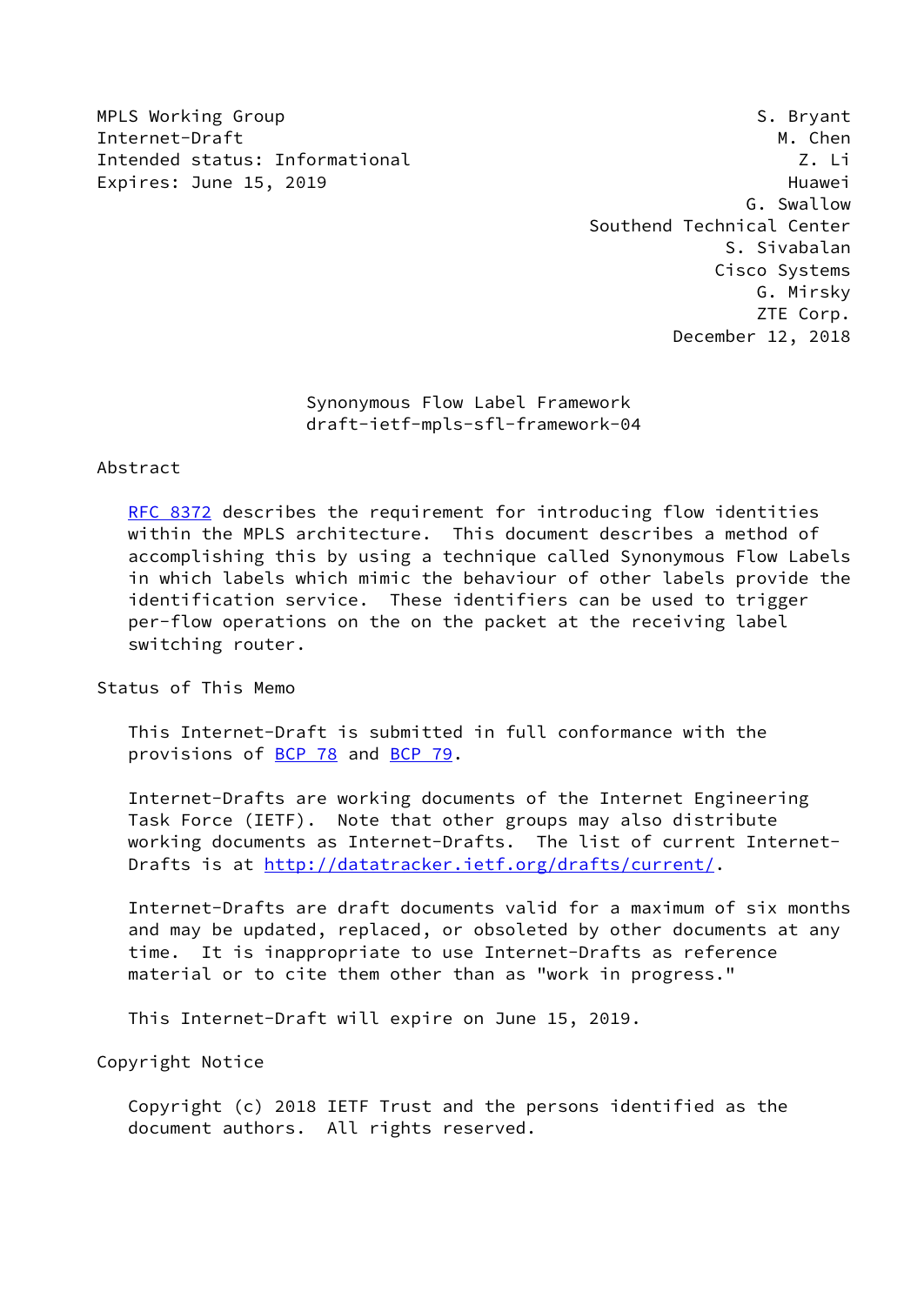MPLS Working Group S. Bryant
Internet-Draft M. Chen
Intended status: Informational Z. Li
Expires: June 15, 2019 Huawei
G. Swallow
Southend Technical Center
S. Sivabalan
Cisco Systems
G. Mirsky
ZTE Corp.
December 12, 2018

# Synonymous Flow Label Framework
## draft-ietf-mpls-sfl-framework-04

## Abstract

RFC 8372 describes the requirement for introducing flow identities within the MPLS architecture. This document describes a method of accomplishing this by using a technique called Synonymous Flow Labels in which labels which mimic the behaviour of other labels provide the identification service. These identifiers can be used to trigger per-flow operations on the on the packet at the receiving label switching router.

## Status of This Memo

This Internet-Draft is submitted in full conformance with the provisions of BCP 78 and BCP 79.

Internet-Drafts are working documents of the Internet Engineering Task Force (IETF). Note that other groups may also distribute working documents as Internet-Drafts. The list of current Internet-Drafts is at http://datatracker.ietf.org/drafts/current/.

Internet-Drafts are draft documents valid for a maximum of six months and may be updated, replaced, or obsoleted by other documents at any time. It is inappropriate to use Internet-Drafts as reference material or to cite them other than as "work in progress."

This Internet-Draft will expire on June 15, 2019.

## Copyright Notice

Copyright (c) 2018 IETF Trust and the persons identified as the document authors. All rights reserved.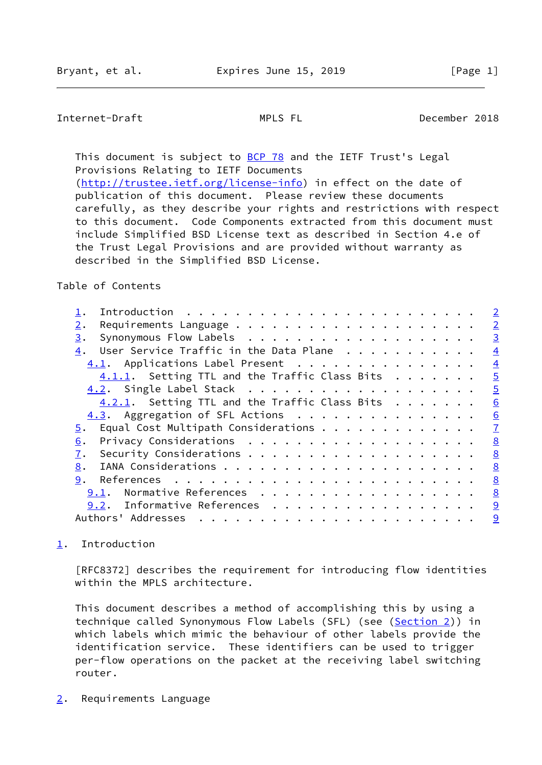This document is subject to BCP 78 and the IETF Trust's Legal Provisions Relating to IETF Documents (http://trustee.ietf.org/license-info) in effect on the date of publication of this document. Please review these documents carefully, as they describe your rights and restrictions with respect to this document. Code Components extracted from this document must include Simplified BSD License text as described in Section 4.e of the Trust Legal Provisions and are provided without warranty as described in the Simplified BSD License.

Table of Contents

- 1. Introduction . . . . . . . . . . . . . . . . . . . . . . . . 2
- 2. Requirements Language . . . . . . . . . . . . . . . . . . . . 2
- 3. Synonymous Flow Labels . . . . . . . . . . . . . . . . . . . 3
- 4. User Service Traffic in the Data Plane . . . . . . . . . . . 4
  - 4.1. Applications Label Present . . . . . . . . . . . . . . . 4
    - 4.1.1. Setting TTL and the Traffic Class Bits . . . . . . . 5
  - 4.2. Single Label Stack . . . . . . . . . . . . . . . . . . . 5
    - 4.2.1. Setting TTL and the Traffic Class Bits . . . . . . . 6
  - 4.3. Aggregation of SFL Actions . . . . . . . . . . . . . . . 6
- 5. Equal Cost Multipath Considerations . . . . . . . . . . . . . 7
- 6. Privacy Considerations . . . . . . . . . . . . . . . . . . . 8
- 7. Security Considerations . . . . . . . . . . . . . . . . . . . 8
- 8. IANA Considerations . . . . . . . . . . . . . . . . . . . . . 8
- 9. References . . . . . . . . . . . . . . . . . . . . . . . . . 8
  - 9.1. Normative References . . . . . . . . . . . . . . . . . . 8
  - 9.2. Informative References . . . . . . . . . . . . . . . . . 9
- Authors' Addresses . . . . . . . . . . . . . . . . . . . . . . . 9

## 1. Introduction

[RFC8372] describes the requirement for introducing flow identities within the MPLS architecture.

This document describes a method of accomplishing this by using a technique called Synonymous Flow Labels (SFL) (see (Section 2)) in which labels which mimic the behaviour of other labels provide the identification service. These identifiers can be used to trigger per-flow operations on the packet at the receiving label switching router.

## 2. Requirements Language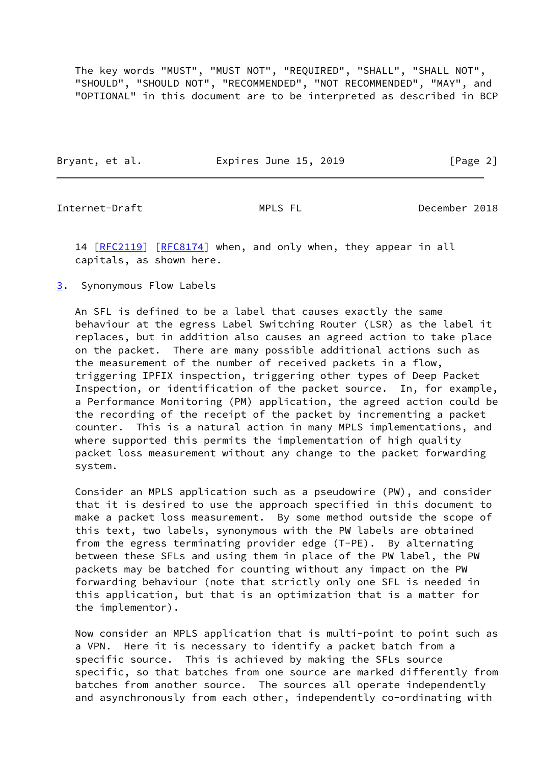The key words "MUST", "MUST NOT", "REQUIRED", "SHALL", "SHALL NOT", "SHOULD", "SHOULD NOT", "RECOMMENDED", "NOT RECOMMENDED", "MAY", and "OPTIONAL" in this document are to be interpreted as described in BCP 14 [RFC2119] [RFC8174] when, and only when, they appear in all capitals, as shown here.

## 3. Synonymous Flow Labels

An SFL is defined to be a label that causes exactly the same behaviour at the egress Label Switching Router (LSR) as the label it replaces, but in addition also causes an agreed action to take place on the packet. There are many possible additional actions such as the measurement of the number of received packets in a flow, triggering IPFIX inspection, triggering other types of Deep Packet Inspection, or identification of the packet source. In, for example, a Performance Monitoring (PM) application, the agreed action could be the recording of the receipt of the packet by incrementing a packet counter. This is a natural action in many MPLS implementations, and where supported this permits the implementation of high quality packet loss measurement without any change to the packet forwarding system.

Consider an MPLS application such as a pseudowire (PW), and consider that it is desired to use the approach specified in this document to make a packet loss measurement. By some method outside the scope of this text, two labels, synonymous with the PW labels are obtained from the egress terminating provider edge (T-PE). By alternating between these SFLs and using them in place of the PW label, the PW packets may be batched for counting without any impact on the PW forwarding behaviour (note that strictly only one SFL is needed in this application, but that is an optimization that is a matter for the implementor).

Now consider an MPLS application that is multi-point to point such as a VPN. Here it is necessary to identify a packet batch from a specific source. This is achieved by making the SFLs source specific, so that batches from one source are marked differently from batches from another source. The sources all operate independently and asynchronously from each other, independently co-ordinating with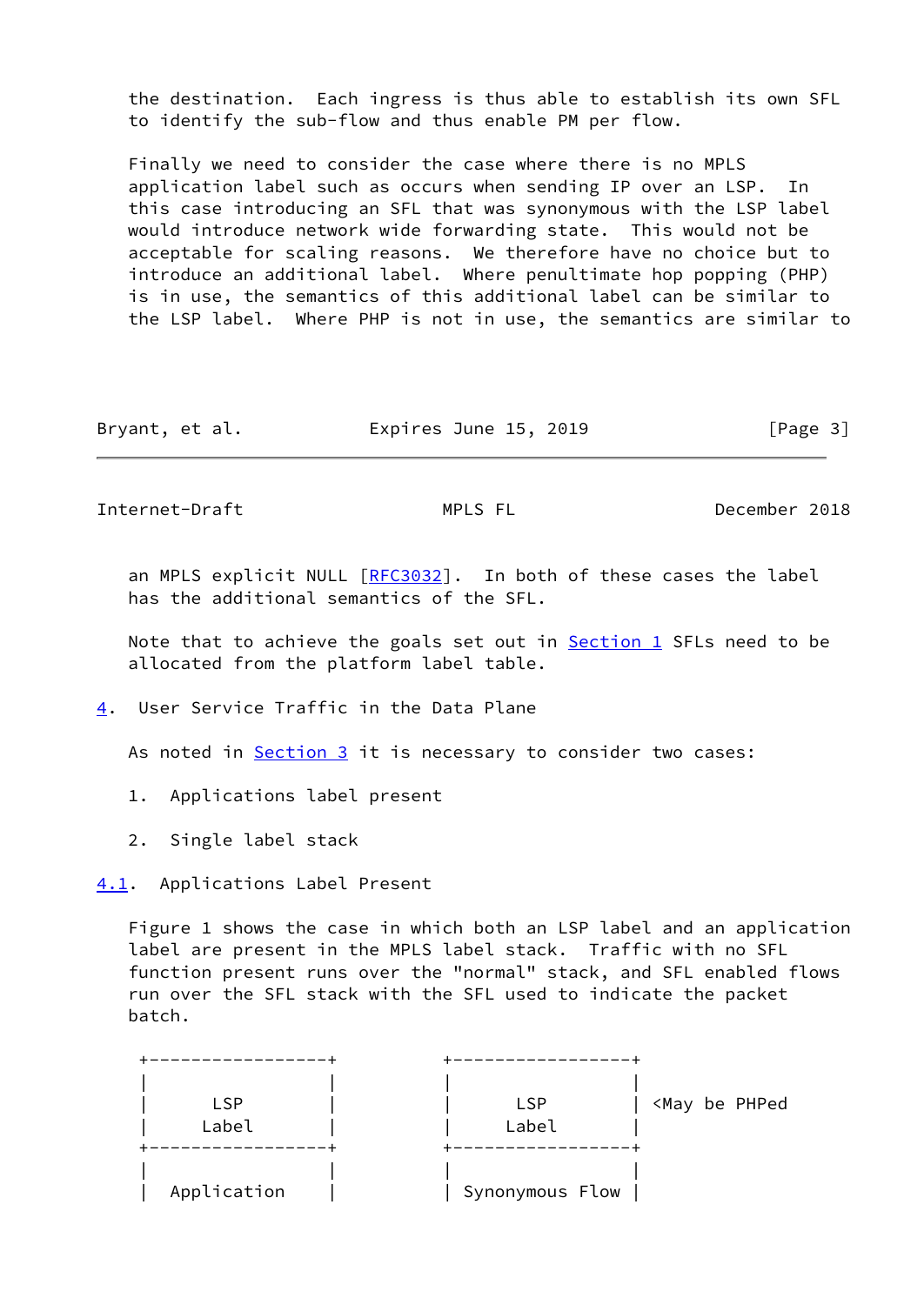the destination. Each ingress is thus able to establish its own SFL to identify the sub-flow and thus enable PM per flow.

Finally we need to consider the case where there is no MPLS application label such as occurs when sending IP over an LSP. In this case introducing an SFL that was synonymous with the LSP label would introduce network wide forwarding state. This would not be acceptable for scaling reasons. We therefore have no choice but to introduce an additional label. Where penultimate hop popping (PHP) is in use, the semantics of this additional label can be similar to the LSP label. Where PHP is not in use, the semantics are similar to an MPLS explicit NULL [RFC3032]. In both of these cases the label has the additional semantics of the SFL.

Note that to achieve the goals set out in Section 1 SFLs need to be allocated from the platform label table.

## 4. User Service Traffic in the Data Plane

As noted in Section 3 it is necessary to consider two cases:

1. Applications label present

2. Single label stack

### 4.1. Applications Label Present

Figure 1 shows the case in which both an LSP label and an application label are present in the MPLS label stack. Traffic with no SFL function present runs over the "normal" stack, and SFL enabled flows run over the SFL stack with the SFL used to indicate the packet batch.

```
  +------------------+          +------------------+
  |                  |          |                  |
  |      LSP         |          |      LSP         | <May be PHPed
  |     Label        |          |     Label        |
  +------------------+          +------------------+
  |                  |          |                  |
  |   Application    |          | Synonymous Flow  |
```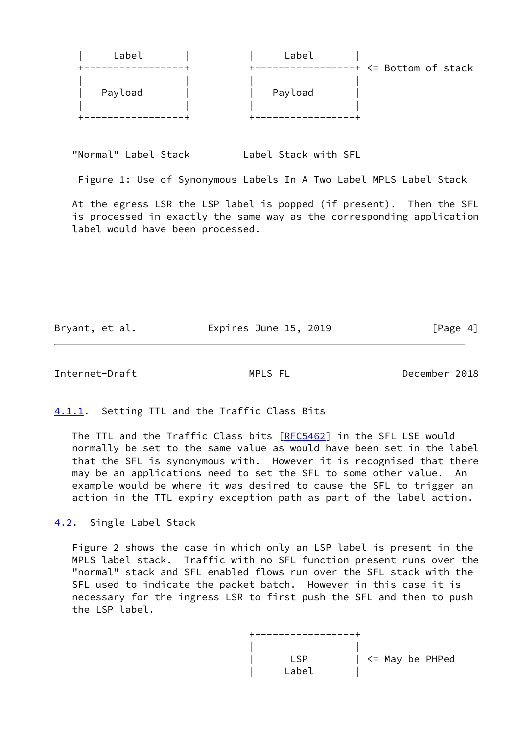```
   |     Label        |            |     Label        |
   +------------------+            +------------------+ <= Bottom of stack
   |                  |            |                  |
   |   Payload        |            |   Payload        |
   |                  |            |                  |
   +------------------+            +------------------+

  "Normal" Label Stack          Label Stack with SFL

   Figure 1: Use of Synonymous Labels In A Two Label MPLS Label Stack
```

At the egress LSR the LSP label is popped (if present). Then the SFL is processed in exactly the same way as the corresponding application label would have been processed.

#### 4.1.1. Setting TTL and the Traffic Class Bits

The TTL and the Traffic Class bits [RFC5462] in the SFL LSE would normally be set to the same value as would have been set in the label that the SFL is synonymous with. However it is recognised that there may be an applications need to set the SFL to some other value. An example would be where it was desired to cause the SFL to trigger an action in the TTL expiry exception path as part of the label action.

### 4.2. Single Label Stack

Figure 2 shows the case in which only an LSP label is present in the MPLS label stack. Traffic with no SFL function present runs over the "normal" stack and SFL enabled flows run over the SFL stack with the SFL used to indicate the packet batch. However in this case it is necessary for the ingress LSR to first push the SFL and then to push the LSP label.

```
                                   +------------------+
                                   |                  |
                                   |      LSP         | <= May be PHPed
                                   |     Label        |
```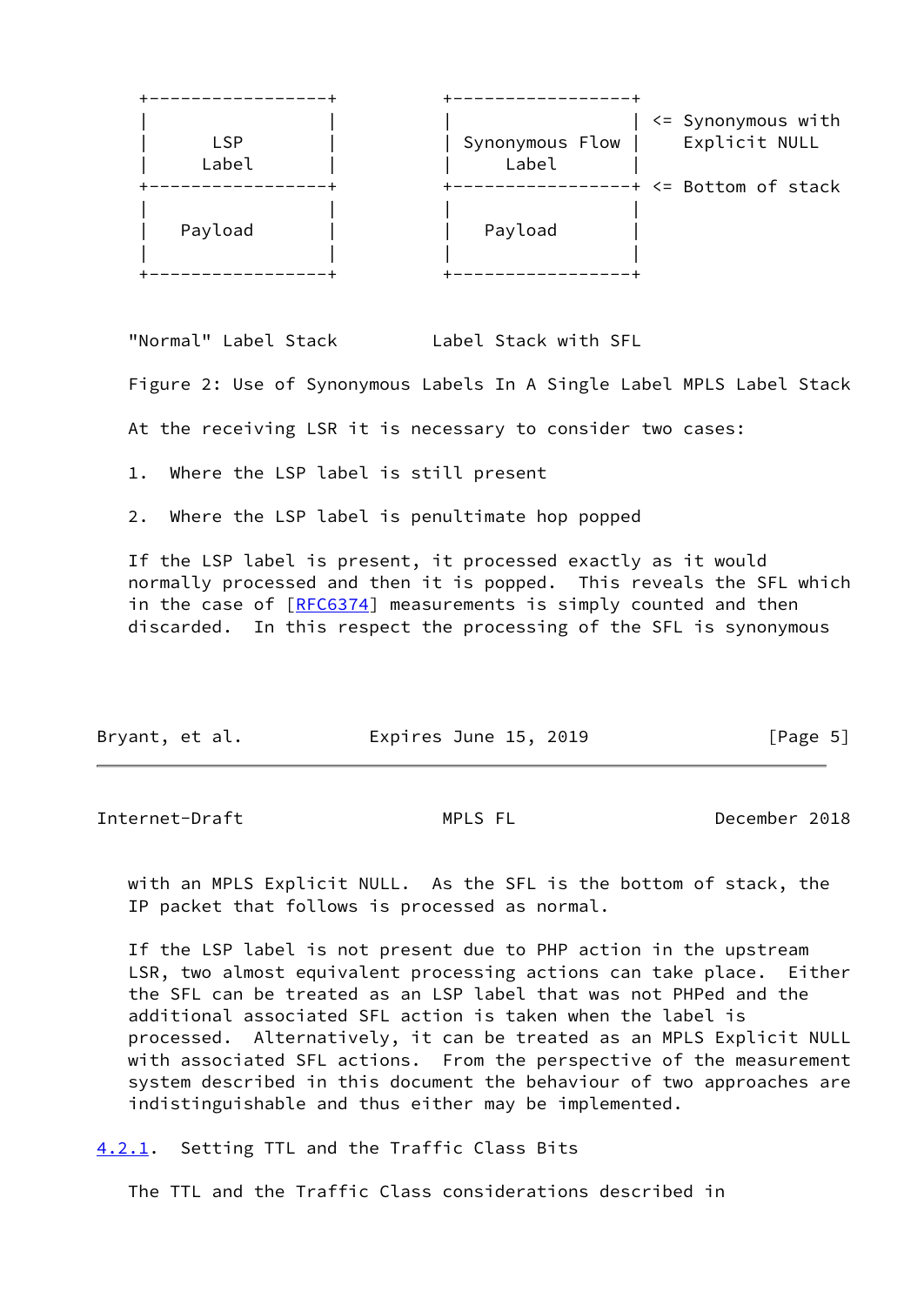```
+-----------------+        +-----------------+
|                 |        |                 | <= Synonymous with
|       LSP       |        | Synonymous Flow |    Explicit NULL
|      Label      |        |      Label      |
+-----------------+        +-----------------+ <= Bottom of stack
|                 |        |                 |
|     Payload     |        |     Payload     |
|                 |        |                 |
+-----------------+        +-----------------+

 "Normal" Label Stack        Label Stack with SFL
```

Figure 2: Use of Synonymous Labels In A Single Label MPLS Label Stack

At the receiving LSR it is necessary to consider two cases:

1. Where the LSP label is still present

2. Where the LSP label is penultimate hop popped

If the LSP label is present, it processed exactly as it would normally processed and then it is popped. This reveals the SFL which in the case of [RFC6374] measurements is simply counted and then discarded. In this respect the processing of the SFL is synonymous with an MPLS Explicit NULL. As the SFL is the bottom of stack, the IP packet that follows is processed as normal.

If the LSP label is not present due to PHP action in the upstream LSR, two almost equivalent processing actions can take place. Either the SFL can be treated as an LSP label that was not PHPed and the additional associated SFL action is taken when the label is processed. Alternatively, it can be treated as an MPLS Explicit NULL with associated SFL actions. From the perspective of the measurement system described in this document the behaviour of two approaches are indistinguishable and thus either may be implemented.

### 4.2.1. Setting TTL and the Traffic Class Bits

The TTL and the Traffic Class considerations described in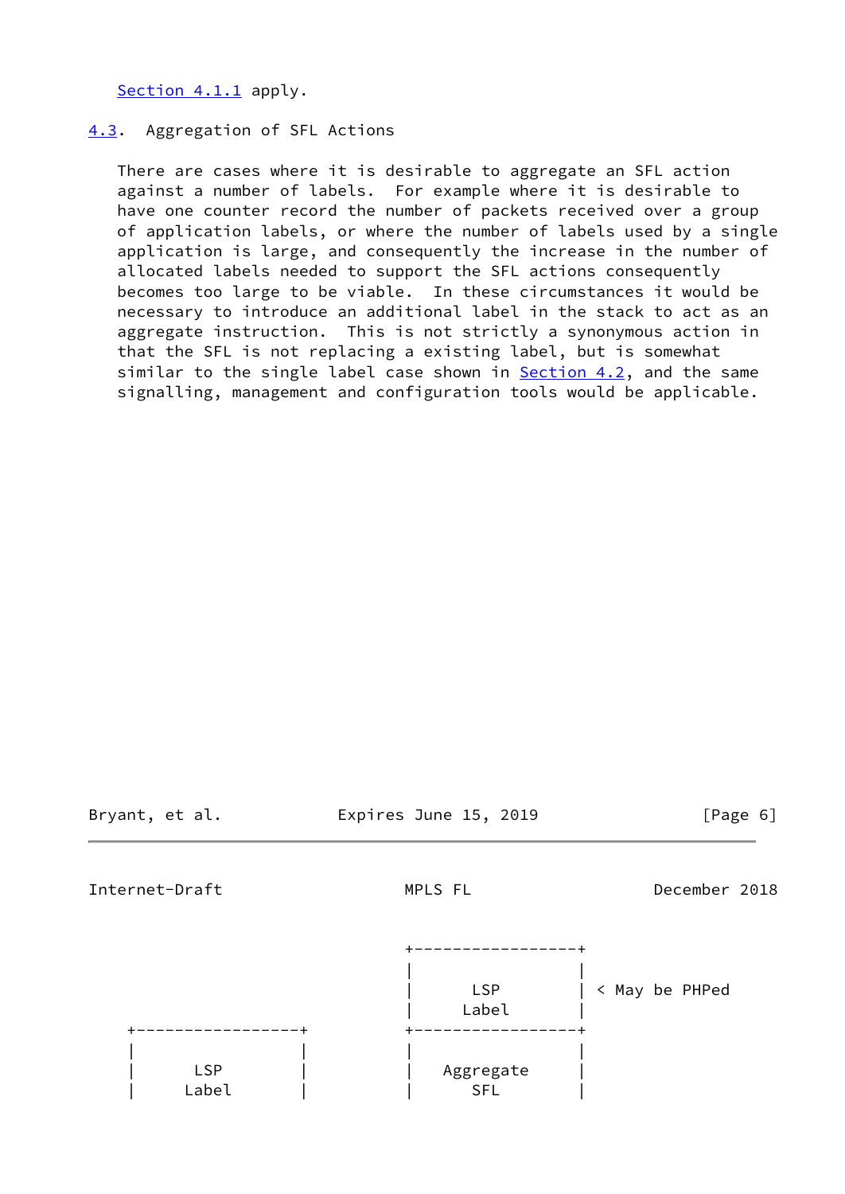Section 4.1.1 apply.

## 4.3. Aggregation of SFL Actions

There are cases where it is desirable to aggregate an SFL action against a number of labels. For example where it is desirable to have one counter record the number of packets received over a group of application labels, or where the number of labels used by a single application is large, and consequently the increase in the number of allocated labels needed to support the SFL actions consequently becomes too large to be viable. In these circumstances it would be necessary to introduce an additional label in the stack to act as an aggregate instruction. This is not strictly a synonymous action in that the SFL is not replacing a existing label, but is somewhat similar to the single label case shown in Section 4.2, and the same signalling, management and configuration tools would be applicable.

```
                           +-----------------+
                           |                 |
                           |       LSP       | < May be PHPed
                           |      Label      |
  +-----------------+      +-----------------+
  |                 |      |                 |
  |       LSP       |      |    Aggregate    |
  |      Label      |      |       SFL       |
```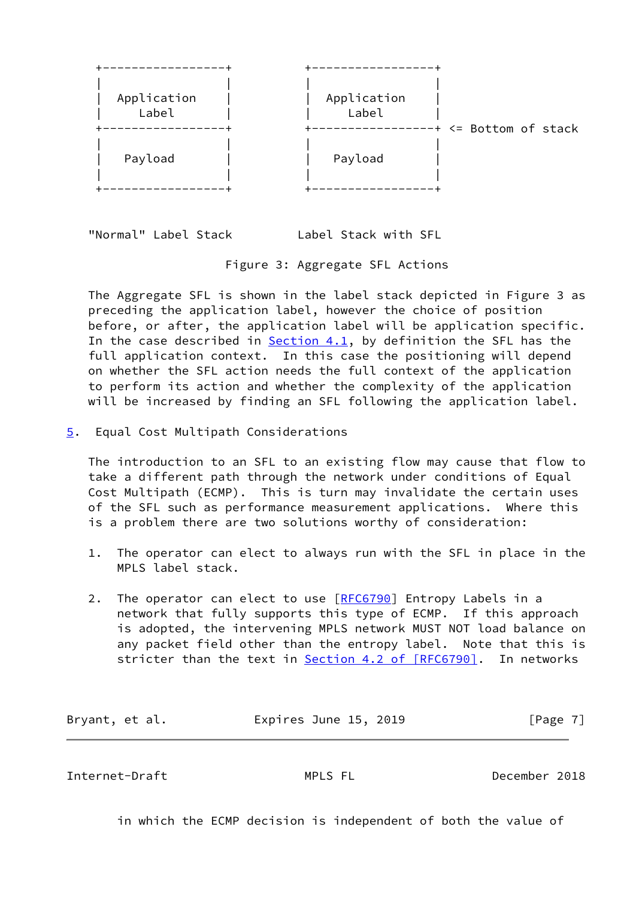```
 +------------------+         +------------------+
 |                  |         |                  |
 |  Application     |         |  Application     |
 |     Label        |         |     Label        |
 +------------------+         +------------------+ <= Bottom of stack
 |                  |         |                  |
 |   Payload        |         |   Payload        |
 |                  |         |                  |
 +------------------+         +------------------+

"Normal" Label Stack         Label Stack with SFL
```

Figure 3: Aggregate SFL Actions

The Aggregate SFL is shown in the label stack depicted in Figure 3 as preceding the application label, however the choice of position before, or after, the application label will be application specific. In the case described in Section 4.1, by definition the SFL has the full application context. In this case the positioning will depend on whether the SFL action needs the full context of the application to perform its action and whether the complexity of the application will be increased by finding an SFL following the application label.

## 5. Equal Cost Multipath Considerations

The introduction to an SFL to an existing flow may cause that flow to take a different path through the network under conditions of Equal Cost Multipath (ECMP). This is turn may invalidate the certain uses of the SFL such as performance measurement applications. Where this is a problem there are two solutions worthy of consideration:

1. The operator can elect to always run with the SFL in place in the MPLS label stack.

2. The operator can elect to use [RFC6790] Entropy Labels in a network that fully supports this type of ECMP. If this approach is adopted, the intervening MPLS network MUST NOT load balance on any packet field other than the entropy label. Note that this is stricter than the text in Section 4.2 of [RFC6790]. In networks in which the ECMP decision is independent of both the value of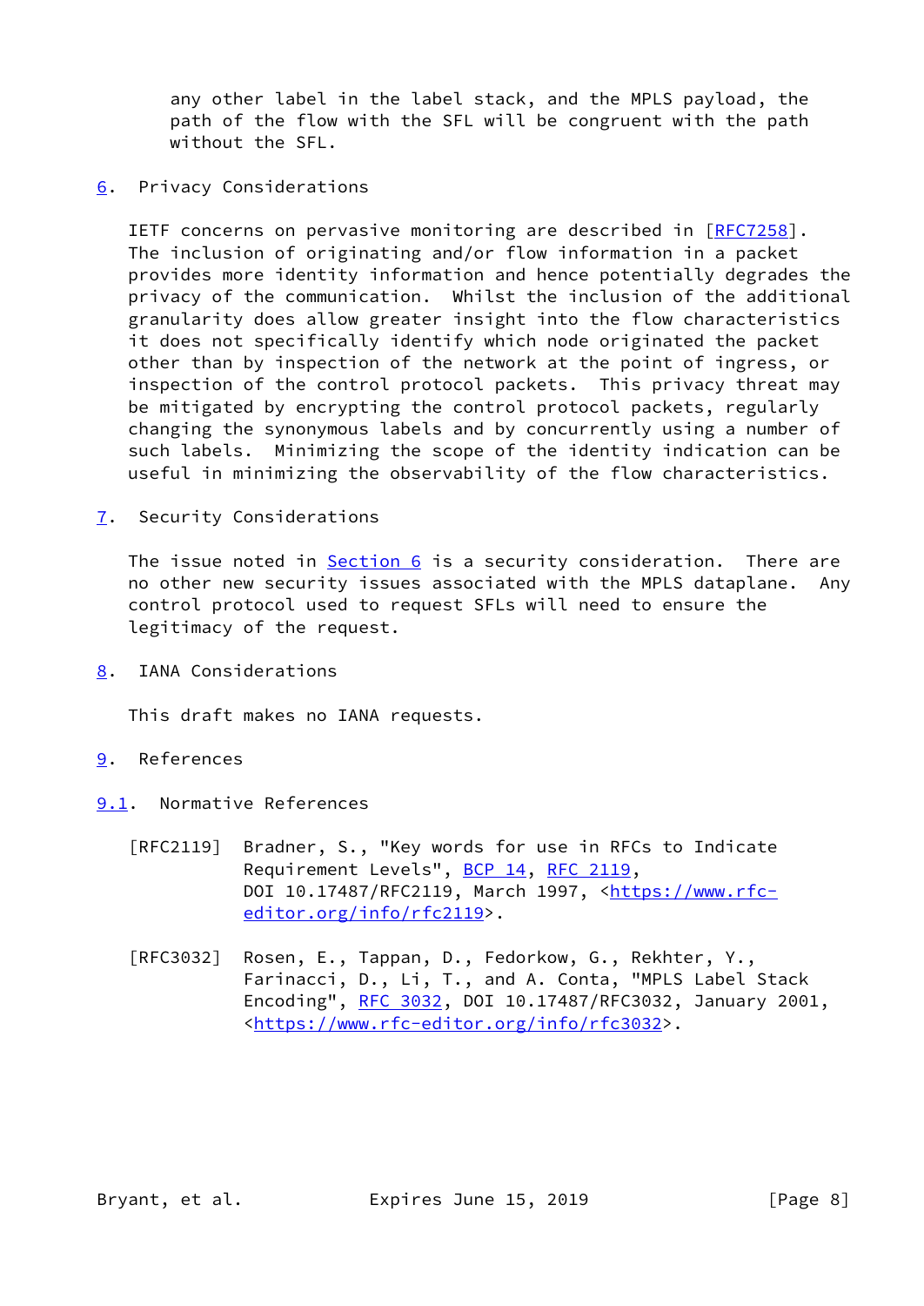any other label in the label stack, and the MPLS payload, the path of the flow with the SFL will be congruent with the path without the SFL.

## 6. Privacy Considerations

IETF concerns on pervasive monitoring are described in [RFC7258]. The inclusion of originating and/or flow information in a packet provides more identity information and hence potentially degrades the privacy of the communication. Whilst the inclusion of the additional granularity does allow greater insight into the flow characteristics it does not specifically identify which node originated the packet other than by inspection of the network at the point of ingress, or inspection of the control protocol packets. This privacy threat may be mitigated by encrypting the control protocol packets, regularly changing the synonymous labels and by concurrently using a number of such labels. Minimizing the scope of the identity indication can be useful in minimizing the observability of the flow characteristics.

## 7. Security Considerations

The issue noted in Section 6 is a security consideration. There are no other new security issues associated with the MPLS dataplane. Any control protocol used to request SFLs will need to ensure the legitimacy of the request.

## 8. IANA Considerations

This draft makes no IANA requests.

## 9. References

### 9.1. Normative References

[RFC2119] Bradner, S., "Key words for use in RFCs to Indicate Requirement Levels", BCP 14, RFC 2119, DOI 10.17487/RFC2119, March 1997, <https://www.rfc-editor.org/info/rfc2119>.

[RFC3032] Rosen, E., Tappan, D., Fedorkow, G., Rekhter, Y., Farinacci, D., Li, T., and A. Conta, "MPLS Label Stack Encoding", RFC 3032, DOI 10.17487/RFC3032, January 2001, <https://www.rfc-editor.org/info/rfc3032>.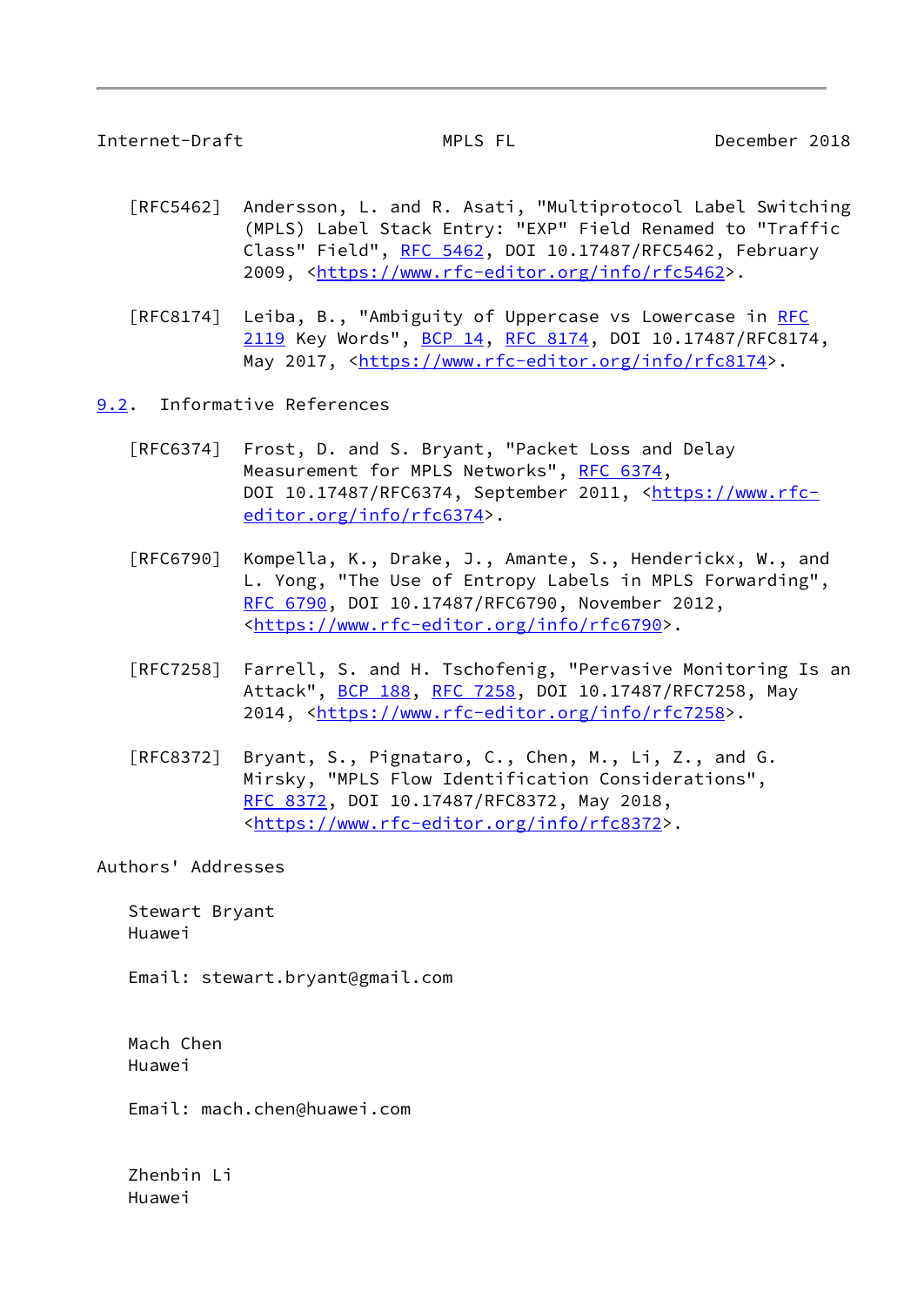[RFC5462] Andersson, L. and R. Asati, "Multiprotocol Label Switching (MPLS) Label Stack Entry: "EXP" Field Renamed to "Traffic Class" Field", RFC 5462, DOI 10.17487/RFC5462, February 2009, <https://www.rfc-editor.org/info/rfc5462>.

[RFC8174] Leiba, B., "Ambiguity of Uppercase vs Lowercase in RFC 2119 Key Words", BCP 14, RFC 8174, DOI 10.17487/RFC8174, May 2017, <https://www.rfc-editor.org/info/rfc8174>.

## 9.2. Informative References

[RFC6374] Frost, D. and S. Bryant, "Packet Loss and Delay Measurement for MPLS Networks", RFC 6374, DOI 10.17487/RFC6374, September 2011, <https://www.rfc-editor.org/info/rfc6374>.

[RFC6790] Kompella, K., Drake, J., Amante, S., Henderickx, W., and L. Yong, "The Use of Entropy Labels in MPLS Forwarding", RFC 6790, DOI 10.17487/RFC6790, November 2012, <https://www.rfc-editor.org/info/rfc6790>.

[RFC7258] Farrell, S. and H. Tschofenig, "Pervasive Monitoring Is an Attack", BCP 188, RFC 7258, DOI 10.17487/RFC7258, May 2014, <https://www.rfc-editor.org/info/rfc7258>.

[RFC8372] Bryant, S., Pignataro, C., Chen, M., Li, Z., and G. Mirsky, "MPLS Flow Identification Considerations", RFC 8372, DOI 10.17487/RFC8372, May 2018, <https://www.rfc-editor.org/info/rfc8372>.

## Authors' Addresses

Stewart Bryant
Huawei

Email: stewart.bryant@gmail.com

Mach Chen
Huawei

Email: mach.chen@huawei.com

Zhenbin Li
Huawei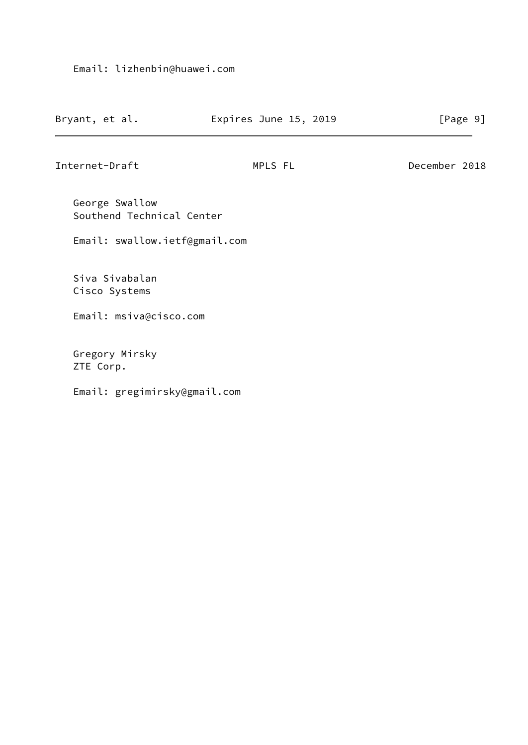Email: lizhenbin@huawei.com

George Swallow
Southend Technical Center

Email: swallow.ietf@gmail.com

Siva Sivabalan
Cisco Systems

Email: msiva@cisco.com

Gregory Mirsky
ZTE Corp.

Email: gregimirsky@gmail.com